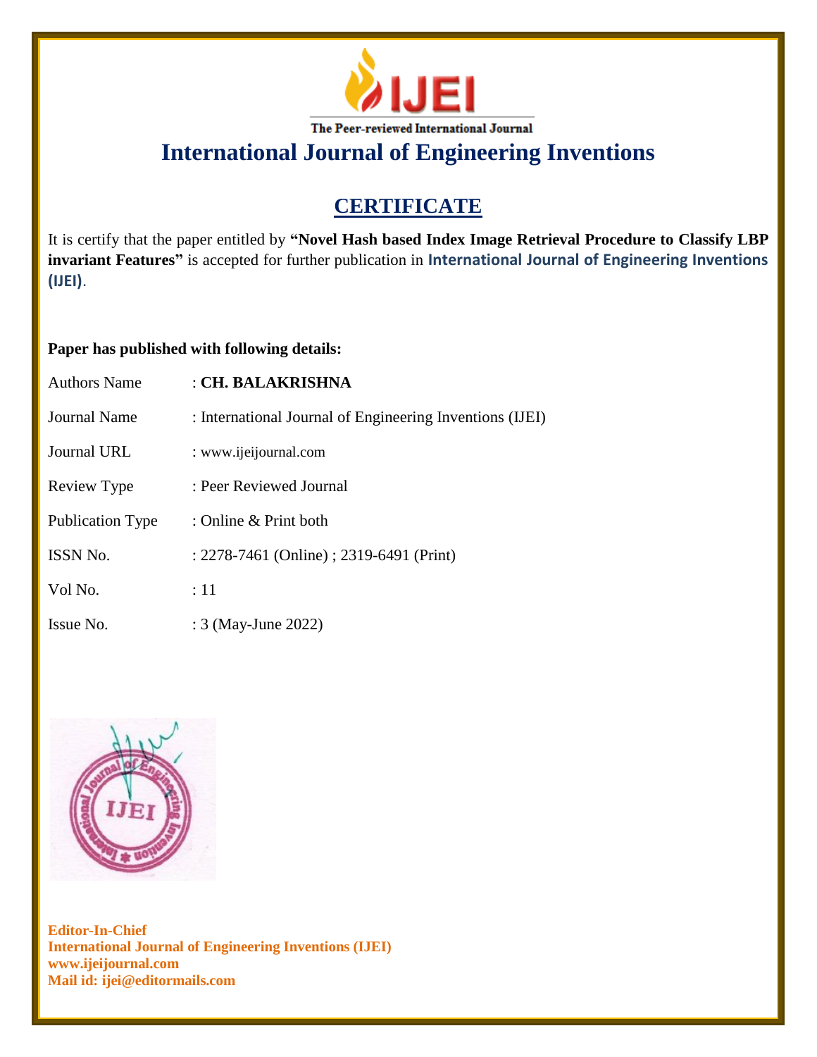IJEI

The Peer-reviewed International Journal

# International Journal of Engineering Inventions

## CERTIFICATE

It is certify that the paper entitled by **"Novel Hash based Index Image Retrieval Procedure to Classify LBP invariant Features"** is accepted for further publication in **International Journal of Engineering Inventions (IJEI)**.

**Paper has published with following details:**

| | |
|---|---|
| Authors Name | : **CH. BALAKRISHNA** |
| Journal Name | : International Journal of Engineering Inventions (IJEI) |
| Journal URL | : www.ijeijournal.com |
| Review Type | : Peer Reviewed Journal |
| Publication Type | : Online & Print both |
| ISSN No. | : 2278-7461 (Online) ; 2319-6491 (Print) |
| Vol No. | : 11 |
| Issue No. | : 3 (May-June 2022) |

**Editor-In-Chief**
**International Journal of Engineering Inventions (IJEI)**
**www.ijeijournal.com**
**Mail id: ijei@editormails.com**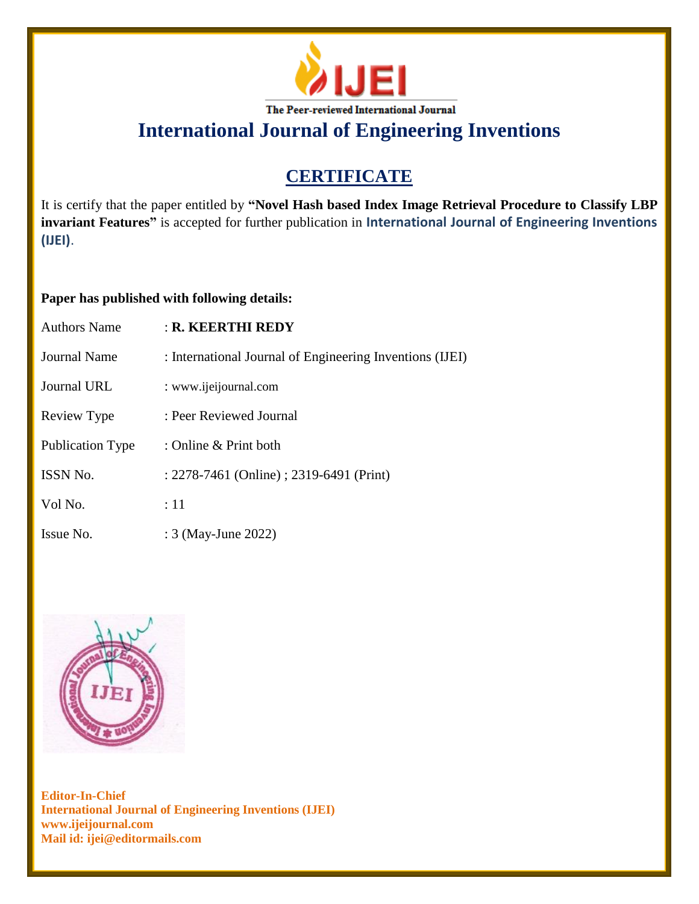IJEI

The Peer-reviewed International Journal

# International Journal of Engineering Inventions

## CERTIFICATE

It is certify that the paper entitled by **"Novel Hash based Index Image Retrieval Procedure to Classify LBP invariant Features"** is accepted for further publication in **International Journal of Engineering Inventions (IJEI)**.

**Paper has published with following details:**

| | |
|---|---|
| Authors Name | : **R. KEERTHI REDY** |
| Journal Name | : International Journal of Engineering Inventions (IJEI) |
| Journal URL | : www.ijeijournal.com |
| Review Type | : Peer Reviewed Journal |
| Publication Type | : Online & Print both |
| ISSN No. | : 2278-7461 (Online) ; 2319-6491 (Print) |
| Vol No. | : 11 |
| Issue No. | : 3 (May-June 2022) |

**Editor-In-Chief**
**International Journal of Engineering Inventions (IJEI)**
**www.ijeijournal.com**
**Mail id: ijei@editormails.com**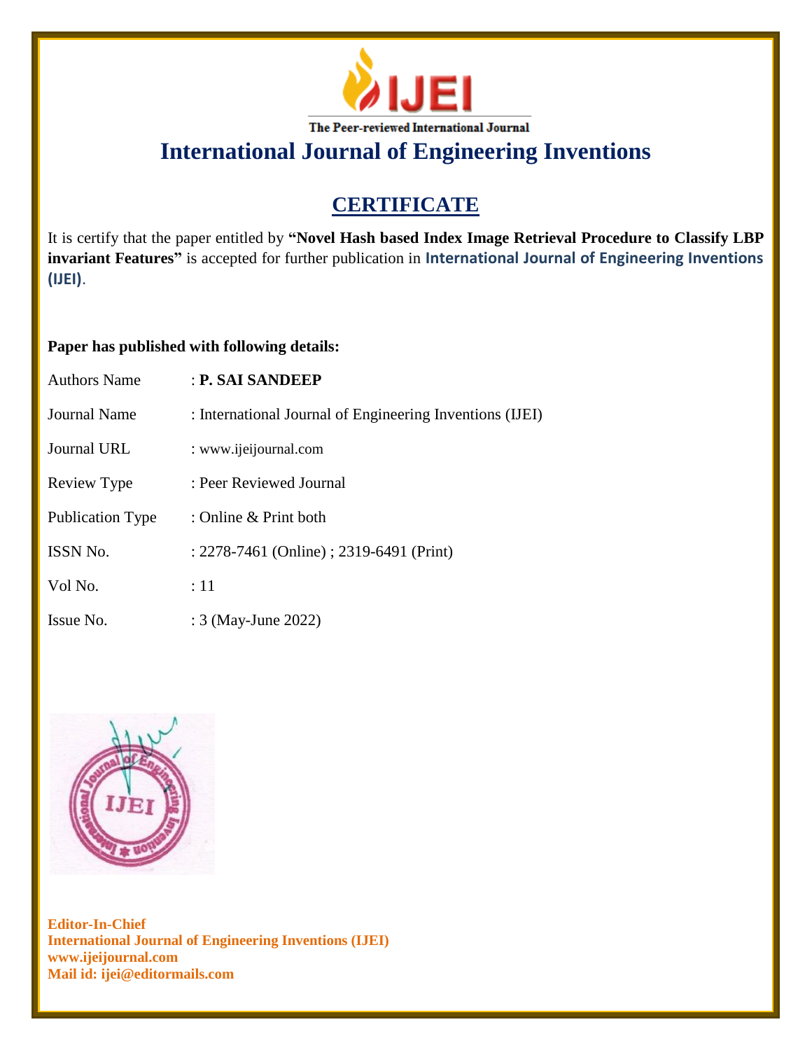# IJEI

The Peer-reviewed International Journal

# International Journal of Engineering Inventions

## CERTIFICATE

It is certify that the paper entitled by **"Novel Hash based Index Image Retrieval Procedure to Classify LBP invariant Features"** is accepted for further publication in **International Journal of Engineering Inventions (IJEI)**.

**Paper has published with following details:**

| | |
|---|---|
| Authors Name | : **P. SAI SANDEEP** |
| Journal Name | : International Journal of Engineering Inventions (IJEI) |
| Journal URL | : www.ijeijournal.com |
| Review Type | : Peer Reviewed Journal |
| Publication Type | : Online & Print both |
| ISSN No. | : 2278-7461 (Online) ; 2319-6491 (Print) |
| Vol No. | : 11 |
| Issue No. | : 3 (May-June 2022) |

**Editor-In-Chief**
**International Journal of Engineering Inventions (IJEI)**
**www.ijeijournal.com**
**Mail id: ijei@editormails.com**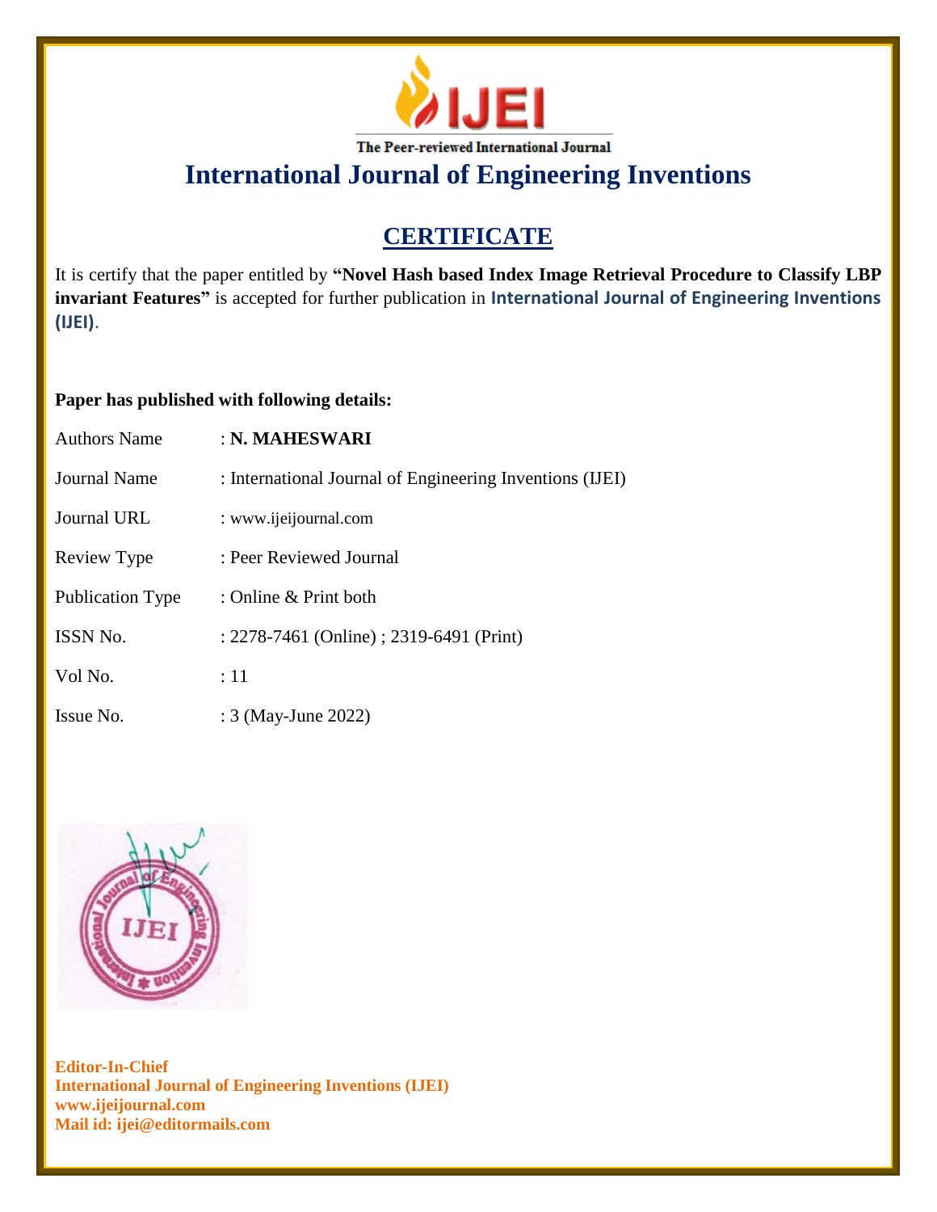The Peer-reviewed International Journal

# International Journal of Engineering Inventions

## CERTIFICATE

It is certify that the paper entitled by **"Novel Hash based Index Image Retrieval Procedure to Classify LBP invariant Features"** is accepted for further publication in **International Journal of Engineering Inventions (IJEI)**.

**Paper has published with following details:**

| | |
|---|---|
| Authors Name | : **N. MAHESWARI** |
| Journal Name | : International Journal of Engineering Inventions (IJEI) |
| Journal URL | : www.ijeijournal.com |
| Review Type | : Peer Reviewed Journal |
| Publication Type | : Online & Print both |
| ISSN No. | : 2278-7461 (Online) ; 2319-6491 (Print) |
| Vol No. | : 11 |
| Issue No. | : 3 (May-June 2022) |

**Editor-In-Chief**
**International Journal of Engineering Inventions (IJEI)**
**www.ijeijournal.com**
**Mail id: ijei@editormails.com**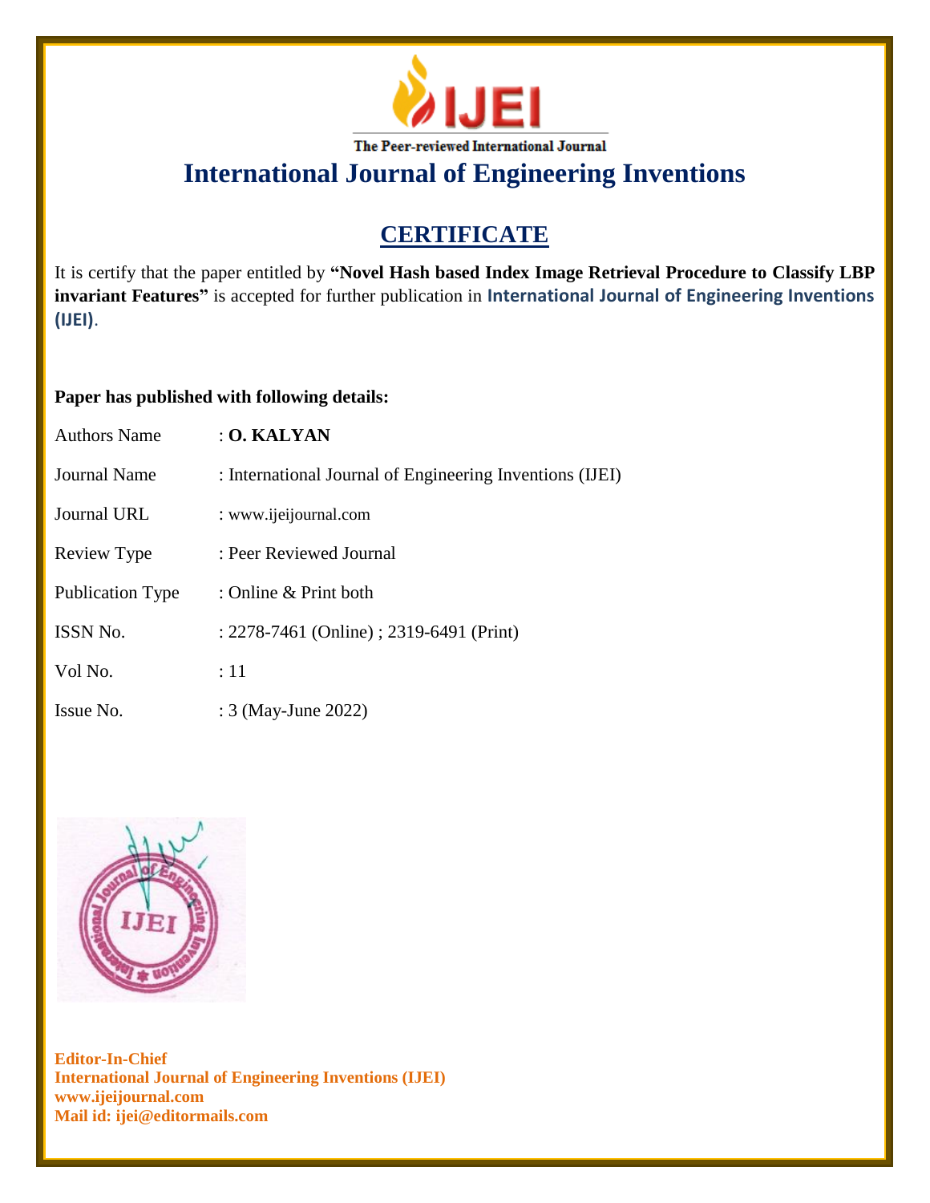IJEI

The Peer-reviewed International Journal

# International Journal of Engineering Inventions

## CERTIFICATE

It is certify that the paper entitled by **"Novel Hash based Index Image Retrieval Procedure to Classify LBP invariant Features"** is accepted for further publication in **International Journal of Engineering Inventions (IJEI)**.

**Paper has published with following details:**

| | |
|---|---|
| Authors Name | : **O. KALYAN** |
| Journal Name | : International Journal of Engineering Inventions (IJEI) |
| Journal URL | : www.ijeijournal.com |
| Review Type | : Peer Reviewed Journal |
| Publication Type | : Online & Print both |
| ISSN No. | : 2278-7461 (Online) ; 2319-6491 (Print) |
| Vol No. | : 11 |
| Issue No. | : 3 (May-June 2022) |

**Editor-In-Chief**
**International Journal of Engineering Inventions (IJEI)**
**www.ijeijournal.com**
**Mail id: ijei@editormails.com**